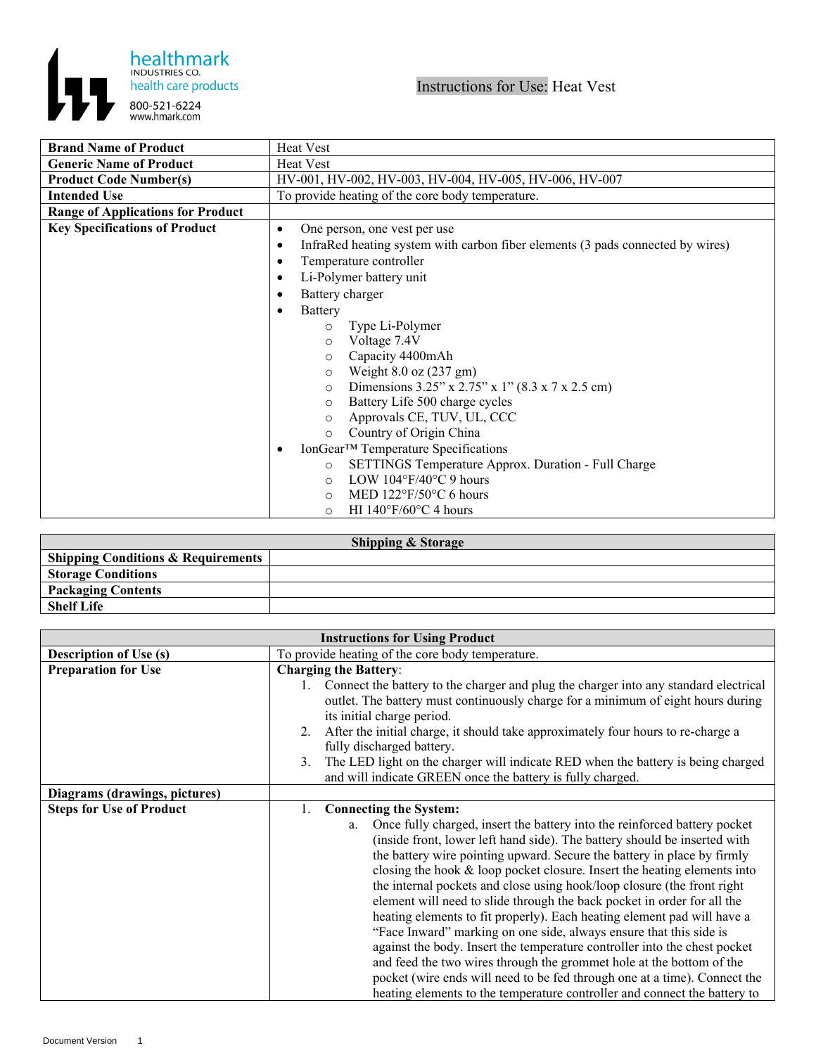healthmark
INDUSTRIES CO.
health care products
800-521-6224
www.hmark.com

# Instructions for Use: Heat Vest

| | |
|---|---|
| **Brand Name of Product** | Heat Vest |
| **Generic Name of Product** | Heat Vest |
| **Product Code Number(s)** | HV-001, HV-002, HV-003, HV-004, HV-005, HV-006, HV-007 |
| **Intended Use** | To provide heating of the core body temperature. |
| **Range of Applications for Product** | |
| **Key Specifications of Product** | • One person, one vest per use<br>• InfraRed heating system with carbon fiber elements (3 pads connected by wires)<br>• Temperature controller<br>• Li-Polymer battery unit<br>• Battery charger<br>• Battery<br>  ○ Type Li-Polymer<br>  ○ Voltage 7.4V<br>  ○ Capacity 4400mAh<br>  ○ Weight 8.0 oz (237 gm)<br>  ○ Dimensions 3.25" x 2.75" x 1" (8.3 x 7 x 2.5 cm)<br>  ○ Battery Life 500 charge cycles<br>  ○ Approvals CE, TUV, UL, CCC<br>  ○ Country of Origin China<br>• IonGear™ Temperature Specifications<br>  ○ SETTINGS Temperature Approx. Duration - Full Charge<br>  ○ LOW 104°F/40°C 9 hours<br>  ○ MED 122°F/50°C 6 hours<br>  ○ HI 140°F/60°C 4 hours |

| **Shipping & Storage** | |
|---|---|
| **Shipping Conditions & Requirements** | |
| **Storage Conditions** | |
| **Packaging Contents** | |
| **Shelf Life** | |

| **Instructions for Using Product** | |
|---|---|
| **Description of Use (s)** | To provide heating of the core body temperature. |
| **Preparation for Use** | **Charging the Battery**:<br>1. Connect the battery to the charger and plug the charger into any standard electrical outlet. The battery must continuously charge for a minimum of eight hours during its initial charge period.<br>2. After the initial charge, it should take approximately four hours to re-charge a fully discharged battery.<br>3. The LED light on the charger will indicate RED when the battery is being charged and will indicate GREEN once the battery is fully charged. |
| **Diagrams (drawings, pictures)** | |
| **Steps for Use of Product** | 1. **Connecting the System:**<br>  a. Once fully charged, insert the battery into the reinforced battery pocket (inside front, lower left hand side). The battery should be inserted with the battery wire pointing upward. Secure the battery in place by firmly closing the hook & loop pocket closure. Insert the heating elements into the internal pockets and close using hook/loop closure (the front right element will need to slide through the back pocket in order for all the heating elements to fit properly). Each heating element pad will have a "Face Inward" marking on one side, always ensure that this side is against the body. Insert the temperature controller into the chest pocket and feed the two wires through the grommet hole at the bottom of the pocket (wire ends will need to be fed through one at a time). Connect the heating elements to the temperature controller and connect the battery to |

Document Version 1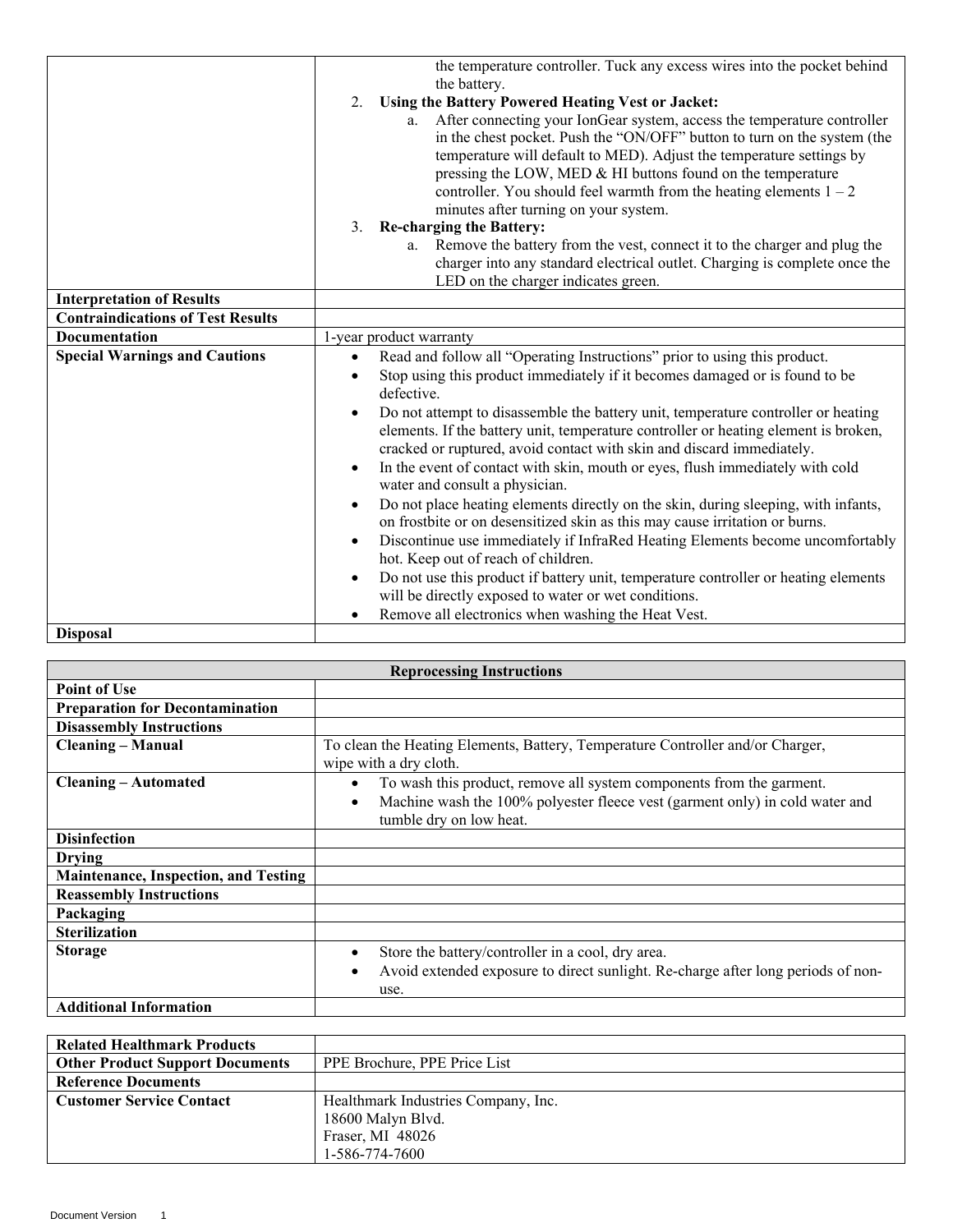| | |
|---|---|
| | the temperature controller. Tuck any excess wires into the pocket behind the battery.<br>2. **Using the Battery Powered Heating Vest or Jacket:**<br>a. After connecting your IonGear system, access the temperature controller in the chest pocket. Push the "ON/OFF" button to turn on the system (the temperature will default to MED). Adjust the temperature settings by pressing the LOW, MED & HI buttons found on the temperature controller. You should feel warmth from the heating elements 1 – 2 minutes after turning on your system.<br>3. **Re-charging the Battery:**<br>a. Remove the battery from the vest, connect it to the charger and plug the charger into any standard electrical outlet. Charging is complete once the LED on the charger indicates green. |
| **Interpretation of Results** | |
| **Contraindications of Test Results** | |
| **Documentation** | 1-year product warranty |
| **Special Warnings and Cautions** | • Read and follow all "Operating Instructions" prior to using this product.<br>• Stop using this product immediately if it becomes damaged or is found to be defective.<br>• Do not attempt to disassemble the battery unit, temperature controller or heating elements. If the battery unit, temperature controller or heating element is broken, cracked or ruptured, avoid contact with skin and discard immediately.<br>• In the event of contact with skin, mouth or eyes, flush immediately with cold water and consult a physician.<br>• Do not place heating elements directly on the skin, during sleeping, with infants, on frostbite or on desensitized skin as this may cause irritation or burns.<br>• Discontinue use immediately if InfraRed Heating Elements become uncomfortably hot. Keep out of reach of children.<br>• Do not use this product if battery unit, temperature controller or heating elements will be directly exposed to water or wet conditions.<br>• Remove all electronics when washing the Heat Vest. |
| **Disposal** | |

| Reprocessing Instructions | |
|---|---|
| **Point of Use** | |
| **Preparation for Decontamination** | |
| **Disassembly Instructions** | |
| **Cleaning – Manual** | To clean the Heating Elements, Battery, Temperature Controller and/or Charger, wipe with a dry cloth. |
| **Cleaning – Automated** | • To wash this product, remove all system components from the garment.<br>• Machine wash the 100% polyester fleece vest (garment only) in cold water and tumble dry on low heat. |
| **Disinfection** | |
| **Drying** | |
| **Maintenance, Inspection, and Testing** | |
| **Reassembly Instructions** | |
| **Packaging** | |
| **Sterilization** | |
| **Storage** | • Store the battery/controller in a cool, dry area.<br>• Avoid extended exposure to direct sunlight. Re-charge after long periods of non-use. |
| **Additional Information** | |

| | |
|---|---|
| **Related Healthmark Products** | |
| **Other Product Support Documents** | PPE Brochure, PPE Price List |
| **Reference Documents** | |
| **Customer Service Contact** | Healthmark Industries Company, Inc.<br>18600 Malyn Blvd.<br>Fraser, MI 48026<br>1-586-774-7600 |

Document Version 1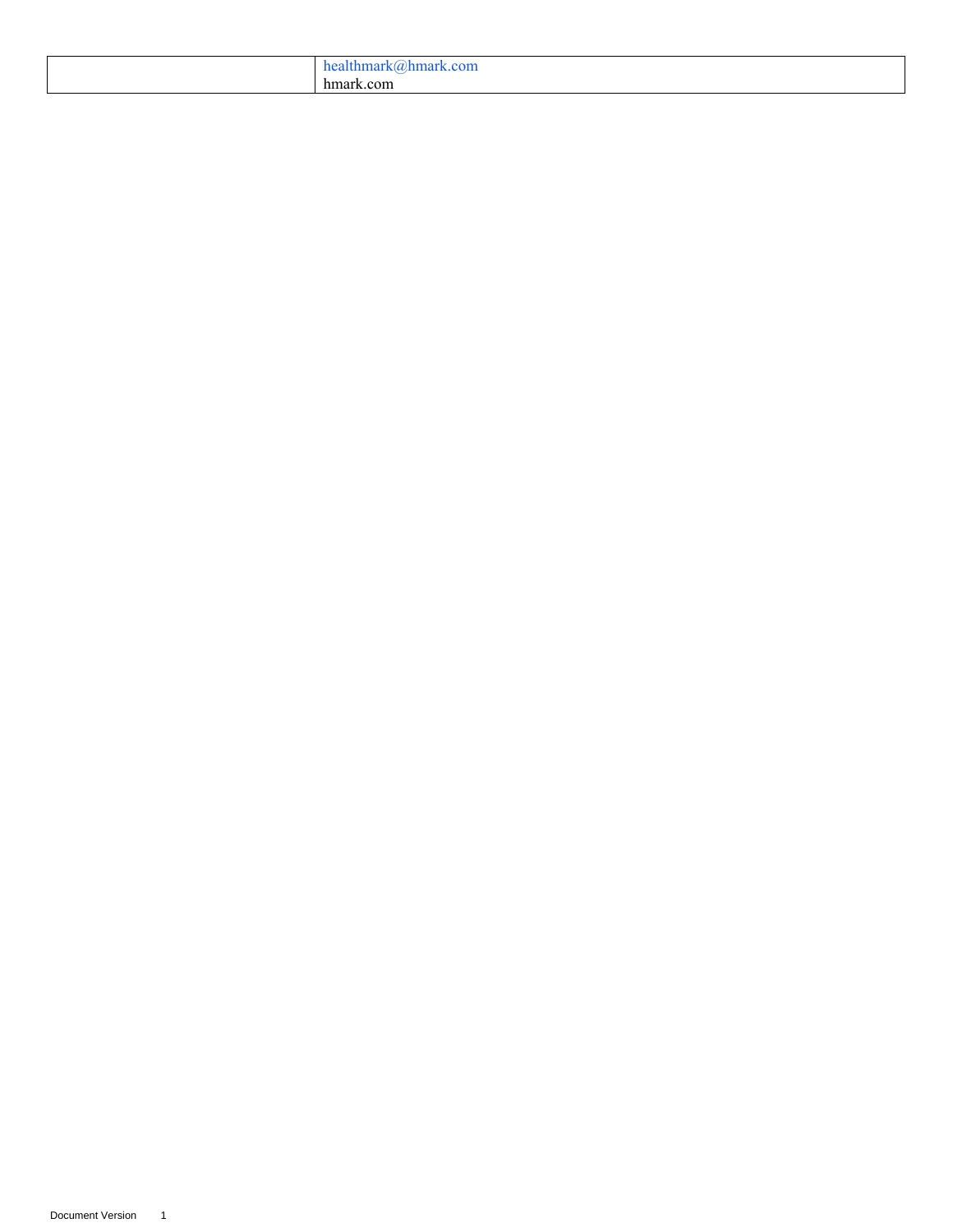| | |
|---|---|
| | healthmark@hmark.com<br>hmark.com |

Document Version 1